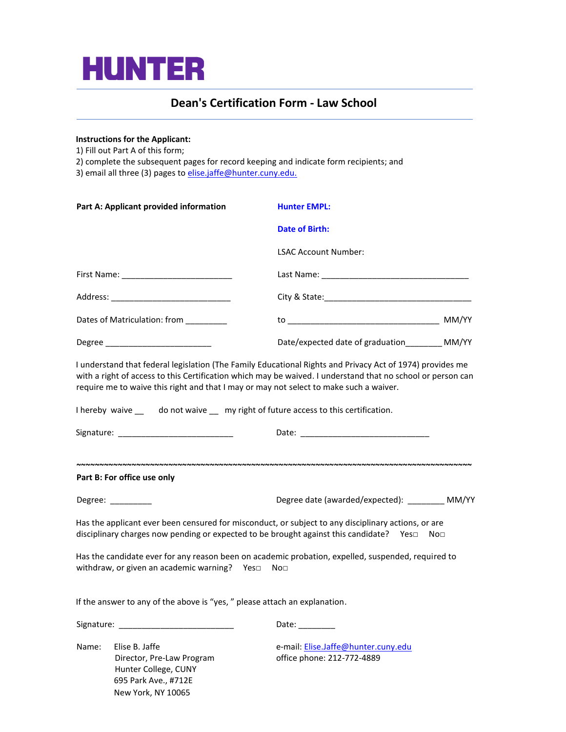# HUNTER

## Dean's Certification Form - Law School

**Instructions for the Applicant:**
1) Fill out Part A of this form;
2) complete the subsequent pages for record keeping and indicate form recipients; and
3) email all three (3) pages to elise.jaffe@hunter.cuny.edu.

**Part A: Applicant provided information**

**Hunter EMPL:**

**Date of Birth:**

LSAC Account Number:

First Name: ________________________ Last Name: ________________________________

Address: __________________________ City & State:________________________________

Dates of Matriculation: from _________ to _________________________________ MM/YY

Degree _______________________ Date/expected date of graduation________ MM/YY

I understand that federal legislation (The Family Educational Rights and Privacy Act of 1974) provides me with a right of access to this Certification which may be waived. I understand that no school or person can require me to waive this right and that I may or may not select to make such a waiver.

I hereby waive __ do not waive __ my right of future access to this certification.

Signature: _________________________ Date: ____________________________

~~~~~~~~~~~~~~~~~~~~~~~~~~~~~~~~~~~~~~~~~~~~~~~~~~~~~~~~~~~~~~~~~~~~~~~~~~~~

**Part B: For office use only**

Degree: _________ Degree date (awarded/expected): ________ MM/YY

Has the applicant ever been censured for misconduct, or subject to any disciplinary actions, or are disciplinary charges now pending or expected to be brought against this candidate? Yes□ No□

Has the candidate ever for any reason been on academic probation, expelled, suspended, required to withdraw, or given an academic warning? Yes□ No□

If the answer to any of the above is "yes, " please attach an explanation.

Signature: _________________________ Date: ________

Name: Elise B. Jaffe
Director, Pre-Law Program
Hunter College, CUNY
695 Park Ave., #712E
New York, NY 10065

e-mail: Elise.Jaffe@hunter.cuny.edu
office phone: 212-772-4889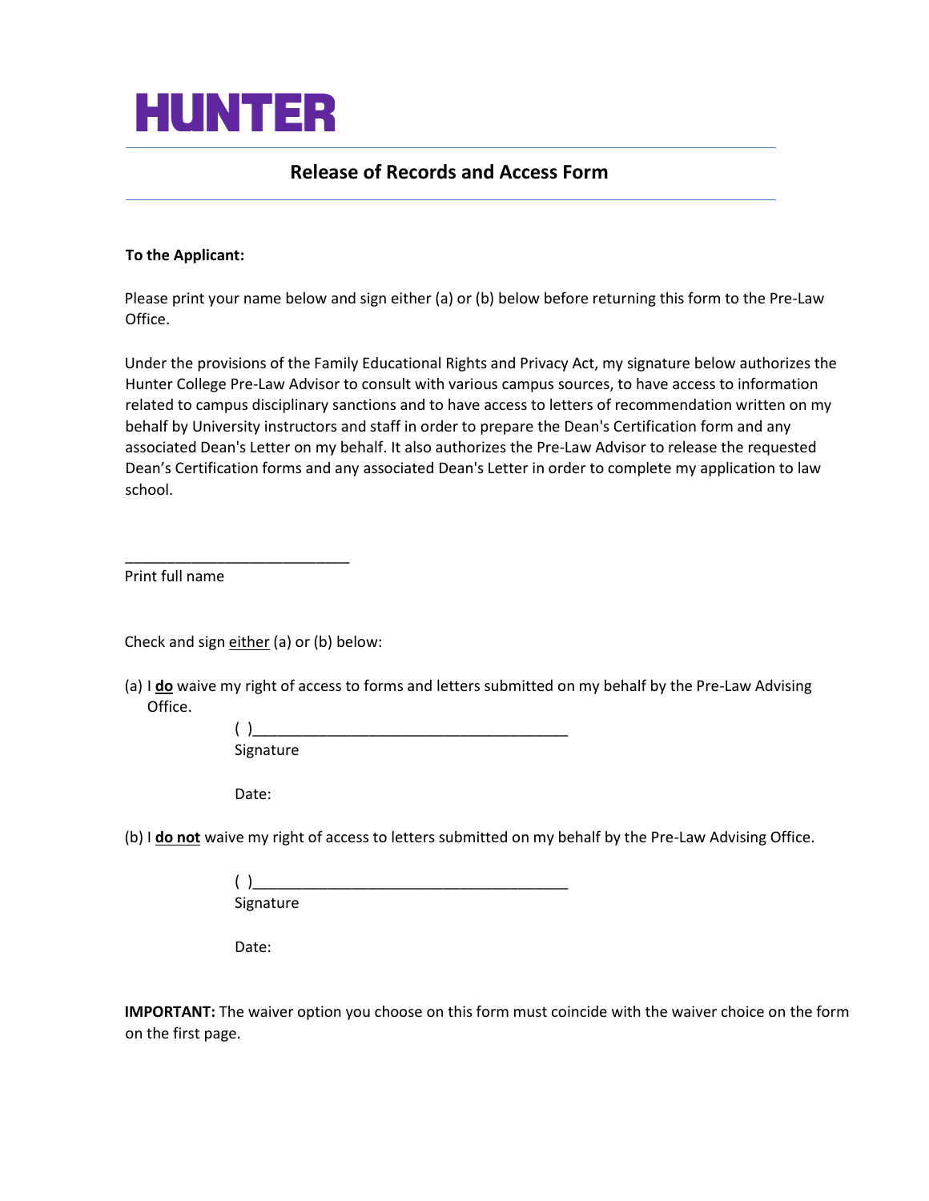# HUNTER

## Release of Records and Access Form

**To the Applicant:**

Please print your name below and sign either (a) or (b) below before returning this form to the Pre-Law Office.

Under the provisions of the Family Educational Rights and Privacy Act, my signature below authorizes the Hunter College Pre-Law Advisor to consult with various campus sources, to have access to information related to campus disciplinary sanctions and to have access to letters of recommendation written on my behalf by University instructors and staff in order to prepare the Dean's Certification form and any associated Dean's Letter on my behalf. It also authorizes the Pre-Law Advisor to release the requested Dean's Certification forms and any associated Dean's Letter in order to complete my application to law school.

___________________________
Print full name

Check and sign either (a) or (b) below:

(a) I **do** waive my right of access to forms and letters submitted on my behalf by the Pre-Law Advising Office.

( )______________________________________
Signature

Date:

(b) I **do not** waive my right of access to letters submitted on my behalf by the Pre-Law Advising Office.

( )______________________________________
Signature

Date:

**IMPORTANT:** The waiver option you choose on this form must coincide with the waiver choice on the form on the first page.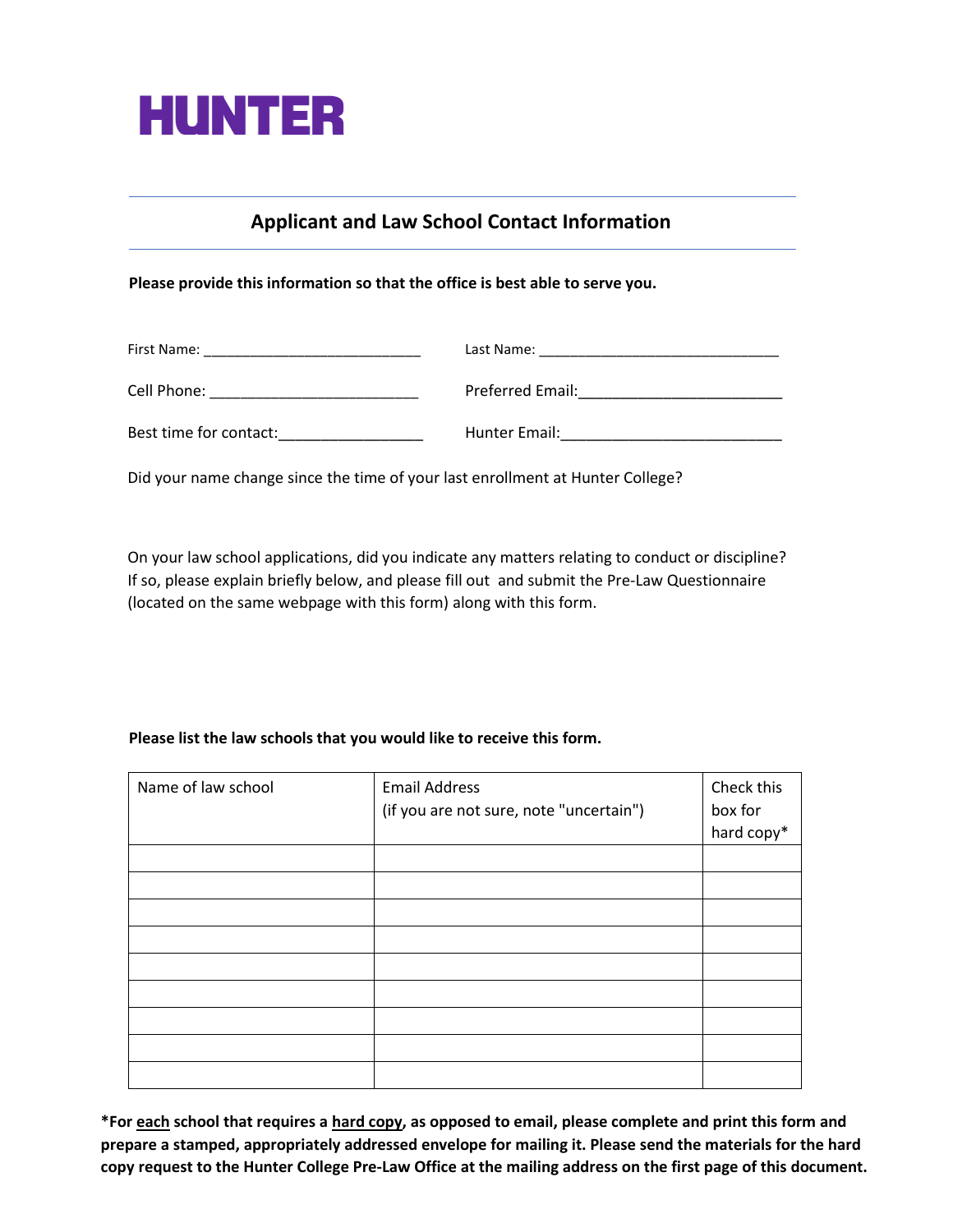# HUNTER

## Applicant and Law School Contact Information

**Please provide this information so that the office is best able to serve you.**

First Name: ____________________________ Last Name: _______________________________

Cell Phone: __________________________ Preferred Email:_________________________

Best time for contact:_________________ Hunter Email:___________________________

Did your name change since the time of your last enrollment at Hunter College?

On your law school applications, did you indicate any matters relating to conduct or discipline? If so, please explain briefly below, and please fill out and submit the Pre-Law Questionnaire (located on the same webpage with this form) along with this form.

**Please list the law schools that you would like to receive this form.**

| Name of law school | Email Address (if you are not sure, note "uncertain") | Check this box for hard copy* |
|---|---|---|
| | | |
| | | |
| | | |
| | | |
| | | |
| | | |
| | | |
| | | |
| | | |

**\*For <u>each</u> school that requires a <u>hard copy</u>, as opposed to email, please complete and print this form and prepare a stamped, appropriately addressed envelope for mailing it. Please send the materials for the hard copy request to the Hunter College Pre-Law Office at the mailing address on the first page of this document.**